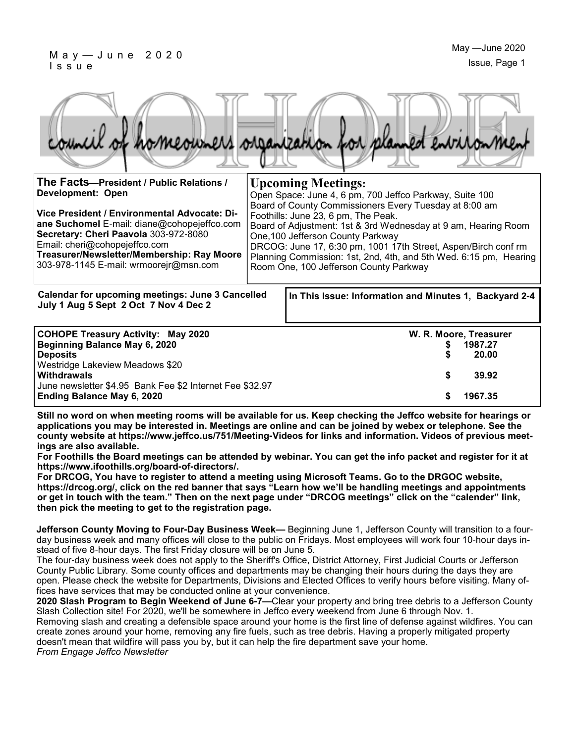# COHOPE

council of homeowners organization for planned environment

**The Facts—President / Public Relations / Development: Open**

**Vice President / Environmental Advocate: Diane Suchomel** E-mail: diane@cohopejeffco.com
**Secretary: Cheri Paavola** 303-972-8080
Email: cheri@cohopejeffco.com
**Treasurer/Newsletter/Membership: Ray Moore**
303-978-1145 E-mail: wrmoorejr@msn.com

## Upcoming Meetings:

Open Space: June 4, 6 pm, 700 Jeffco Parkway, Suite 100
Board of County Commissioners Every Tuesday at 8:00 am
Foothills: June 23, 6 pm, The Peak.
Board of Adjustment: 1st & 3rd Wednesday at 9 am, Hearing Room One,100 Jefferson County Parkway
DRCOG: June 17, 6:30 pm, 1001 17th Street, Aspen/Birch conf rm
Planning Commission: 1st, 2nd, 4th, and 5th Wed. 6:15 pm, Hearing Room One, 100 Jefferson County Parkway

**Calendar for upcoming meetings: June 3 Cancelled**
**July 1 Aug 5 Sept 2 Oct 7 Nov 4 Dec 2**

**In This Issue: Information and Minutes 1, Backyard 2-4**

| **COHOPE Treasury Activity: May 2020** | **W. R. Moore, Treasurer** |
|---|---|
| **Beginning Balance May 6, 2020** | **$ 1987.27** |
| **Deposits** | **$ 20.00** |
| Westridge Lakeview Meadows $20 | |
| **Withdrawals** | **$ 39.92** |
| June newsletter $4.95 Bank Fee $2 Internet Fee $32.97 | |
| **Ending Balance May 6, 2020** | **$ 1967.35** |

**Still no word on when meeting rooms will be available for us. Keep checking the Jeffco website for hearings or applications you may be interested in. Meetings are online and can be joined by webex or telephone. See the county website at https://www.jeffco.us/751/Meeting-Videos for links and information. Videos of previous meetings are also available.**

**For Foothills the Board meetings can be attended by webinar. You can get the info packet and register for it at https://www.ifoothills.org/board-of-directors/.**

**For DRCOG, You have to register to attend a meeting using Microsoft Teams. Go to the DRGOC website, https://drcog.org/, click on the red banner that says "Learn how we'll be handling meetings and appointments or get in touch with the team." Then on the next page under "DRCOG meetings" click on the "calender" link, then pick the meeting to get to the registration page.**

**Jefferson County Moving to Four-Day Business Week—** Beginning June 1, Jefferson County will transition to a four-day business week and many offices will close to the public on Fridays. Most employees will work four 10-hour days instead of five 8-hour days. The first Friday closure will be on June 5.

The four-day business week does not apply to the Sheriff's Office, District Attorney, First Judicial Courts or Jefferson County Public Library. Some county offices and departments may be changing their hours during the days they are open. Please check the website for Departments, Divisions and Elected Offices to verify hours before visiting. Many offices have services that may be conducted online at your convenience.

**2020 Slash Program to Begin Weekend of June 6-7—**Clear your property and bring tree debris to a Jefferson County Slash Collection site! For 2020, we'll be somewhere in Jeffco every weekend from June 6 through Nov. 1.

Removing slash and creating a defensible space around your home is the first line of defense against wildfires. You can create zones around your home, removing any fire fuels, such as tree debris. Having a properly mitigated property doesn't mean that wildfire will pass you by, but it can help the fire department save your home.

*From Engage Jeffco Newsletter*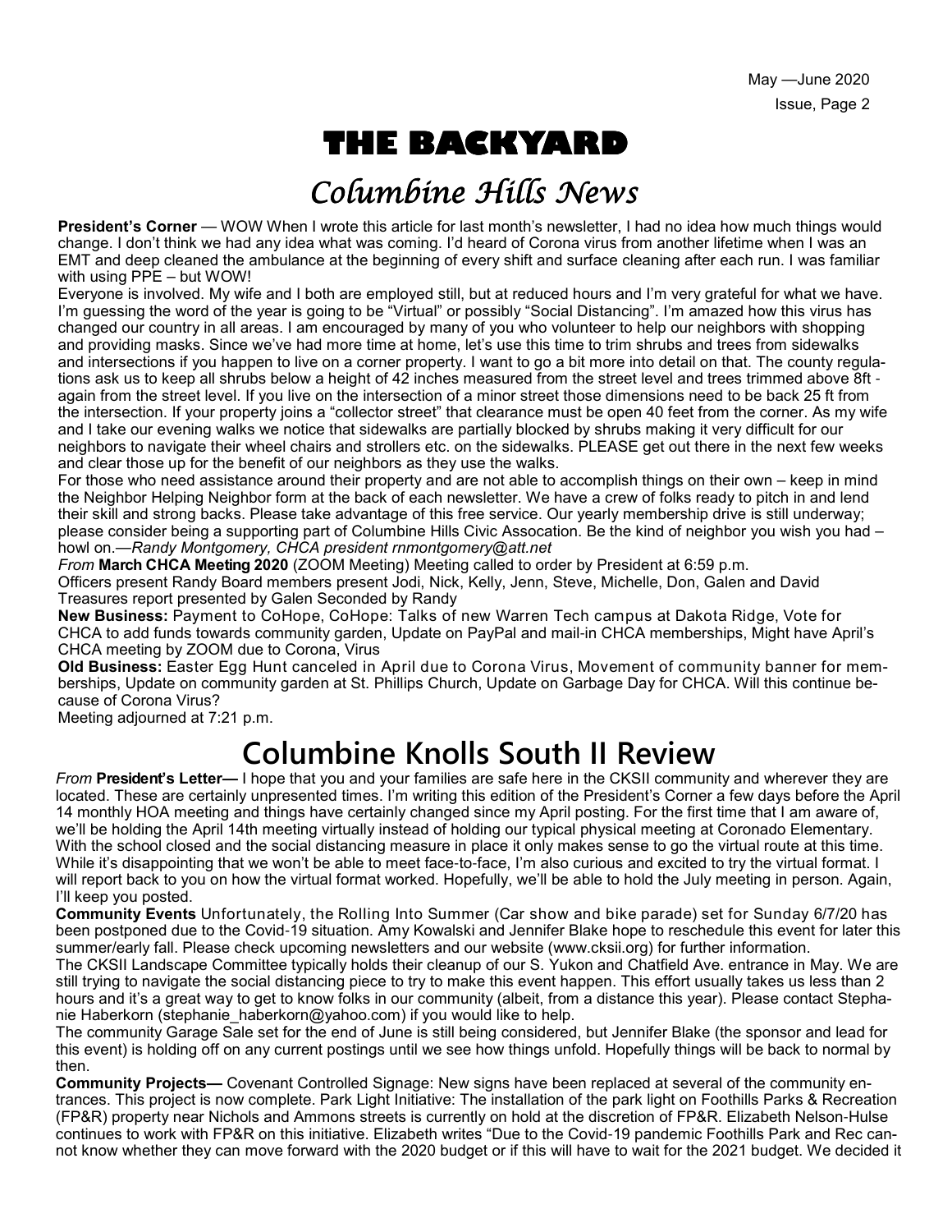# THE BACKYARD

## *Columbine Hills News*

**President's Corner** — WOW When I wrote this article for last month's newsletter, I had no idea how much things would change. I don't think we had any idea what was coming. I'd heard of Corona virus from another lifetime when I was an EMT and deep cleaned the ambulance at the beginning of every shift and surface cleaning after each run. I was familiar with using PPE – but WOW!

Everyone is involved. My wife and I both are employed still, but at reduced hours and I'm very grateful for what we have. I'm guessing the word of the year is going to be "Virtual" or possibly "Social Distancing". I'm amazed how this virus has changed our country in all areas. I am encouraged by many of you who volunteer to help our neighbors with shopping and providing masks. Since we've had more time at home, let's use this time to trim shrubs and trees from sidewalks and intersections if you happen to live on a corner property. I want to go a bit more into detail on that. The county regulations ask us to keep all shrubs below a height of 42 inches measured from the street level and trees trimmed above 8ft - again from the street level. If you live on the intersection of a minor street those dimensions need to be back 25 ft from the intersection. If your property joins a "collector street" that clearance must be open 40 feet from the corner. As my wife and I take our evening walks we notice that sidewalks are partially blocked by shrubs making it very difficult for our neighbors to navigate their wheel chairs and strollers etc. on the sidewalks. PLEASE get out there in the next few weeks and clear those up for the benefit of our neighbors as they use the walks.

For those who need assistance around their property and are not able to accomplish things on their own – keep in mind the Neighbor Helping Neighbor form at the back of each newsletter. We have a crew of folks ready to pitch in and lend their skill and strong backs. Please take advantage of this free service. Our yearly membership drive is still underway; please consider being a supporting part of Columbine Hills Civic Assocation. Be the kind of neighbor you wish you had – howl on.—*Randy Montgomery, CHCA president rnmontgomery@att.net*

*From* **March CHCA Meeting 2020** (ZOOM Meeting) Meeting called to order by President at 6:59 p.m.

Officers present Randy Board members present Jodi, Nick, Kelly, Jenn, Steve, Michelle, Don, Galen and David

Treasures report presented by Galen Seconded by Randy

**New Business:** Payment to CoHope, CoHope: Talks of new Warren Tech campus at Dakota Ridge, Vote for CHCA to add funds towards community garden, Update on PayPal and mail-in CHCA memberships, Might have April's CHCA meeting by ZOOM due to Corona, Virus

**Old Business:** Easter Egg Hunt canceled in April due to Corona Virus, Movement of community banner for memberships, Update on community garden at St. Phillips Church, Update on Garbage Day for CHCA. Will this continue because of Corona Virus?

Meeting adjourned at 7:21 p.m.

# Columbine Knolls South II Review

*From* **President's Letter—** I hope that you and your families are safe here in the CKSII community and wherever they are located. These are certainly unpresented times. I'm writing this edition of the President's Corner a few days before the April 14 monthly HOA meeting and things have certainly changed since my April posting. For the first time that I am aware of, we'll be holding the April 14th meeting virtually instead of holding our typical physical meeting at Coronado Elementary. With the school closed and the social distancing measure in place it only makes sense to go the virtual route at this time. While it's disappointing that we won't be able to meet face-to-face, I'm also curious and excited to try the virtual format. I will report back to you on how the virtual format worked. Hopefully, we'll be able to hold the July meeting in person. Again, I'll keep you posted.

**Community Events** Unfortunately, the Rolling Into Summer (Car show and bike parade) set for Sunday 6/7/20 has been postponed due to the Covid-19 situation. Amy Kowalski and Jennifer Blake hope to reschedule this event for later this summer/early fall. Please check upcoming newsletters and our website (www.cksii.org) for further information.

The CKSII Landscape Committee typically holds their cleanup of our S. Yukon and Chatfield Ave. entrance in May. We are still trying to navigate the social distancing piece to try to make this event happen. This effort usually takes us less than 2 hours and it's a great way to get to know folks in our community (albeit, from a distance this year). Please contact Stephanie Haberkorn (stephanie_haberkorn@yahoo.com) if you would like to help.

The community Garage Sale set for the end of June is still being considered, but Jennifer Blake (the sponsor and lead for this event) is holding off on any current postings until we see how things unfold. Hopefully things will be back to normal by then.

**Community Projects—** Covenant Controlled Signage: New signs have been replaced at several of the community entrances. This project is now complete. Park Light Initiative: The installation of the park light on Foothills Parks & Recreation (FP&R) property near Nichols and Ammons streets is currently on hold at the discretion of FP&R. Elizabeth Nelson-Hulse continues to work with FP&R on this initiative. Elizabeth writes "Due to the Covid-19 pandemic Foothills Park and Rec cannot know whether they can move forward with the 2020 budget or if this will have to wait for the 2021 budget. We decided it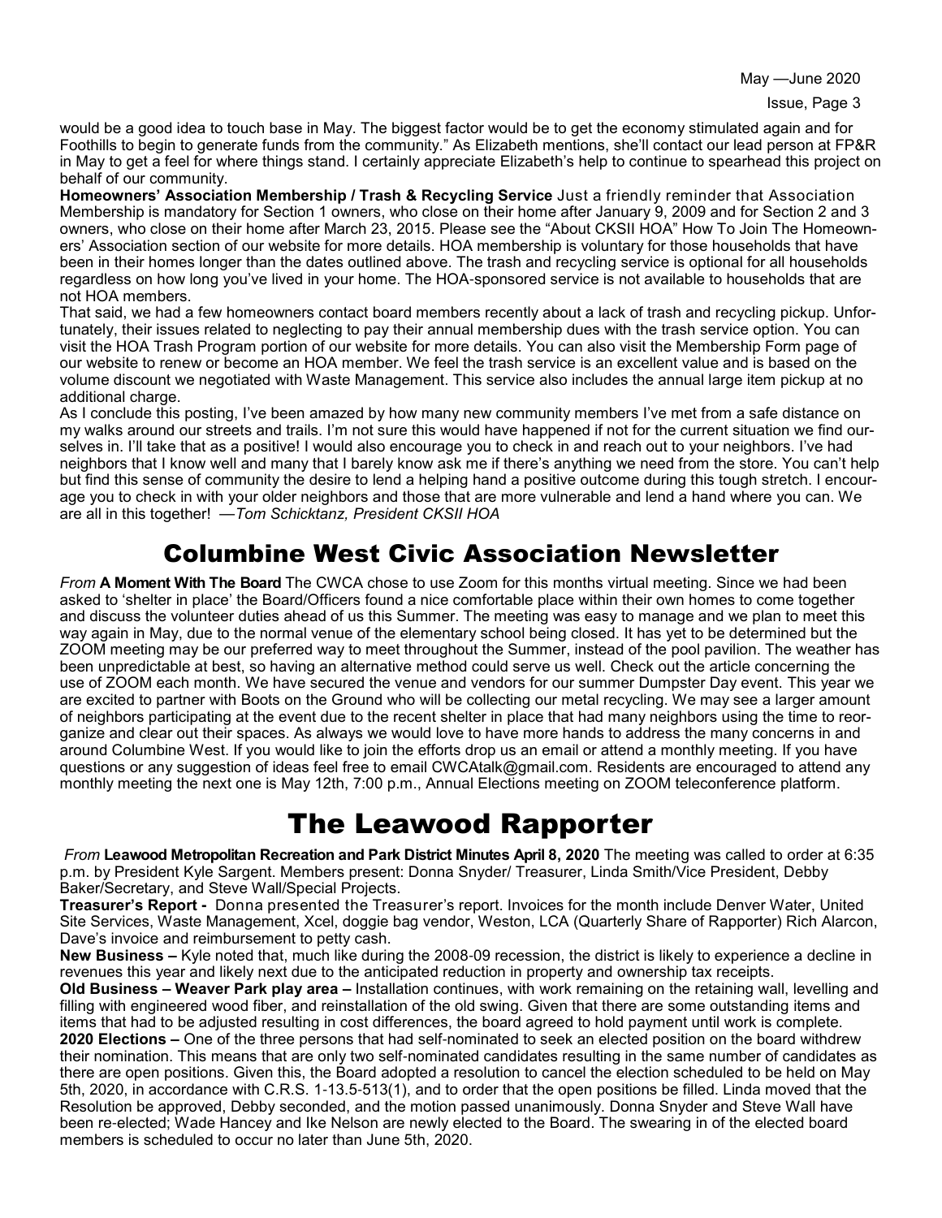would be a good idea to touch base in May. The biggest factor would be to get the economy stimulated again and for Foothills to begin to generate funds from the community." As Elizabeth mentions, she'll contact our lead person at FP&R in May to get a feel for where things stand. I certainly appreciate Elizabeth's help to continue to spearhead this project on behalf of our community.

**Homeowners' Association Membership / Trash & Recycling Service** Just a friendly reminder that Association Membership is mandatory for Section 1 owners, who close on their home after January 9, 2009 and for Section 2 and 3 owners, who close on their home after March 23, 2015. Please see the "About CKSII HOA" How To Join The Homeowners' Association section of our website for more details. HOA membership is voluntary for those households that have been in their homes longer than the dates outlined above. The trash and recycling service is optional for all households regardless on how long you've lived in your home. The HOA-sponsored service is not available to households that are not HOA members.

That said, we had a few homeowners contact board members recently about a lack of trash and recycling pickup. Unfortunately, their issues related to neglecting to pay their annual membership dues with the trash service option. You can visit the HOA Trash Program portion of our website for more details. You can also visit the Membership Form page of our website to renew or become an HOA member. We feel the trash service is an excellent value and is based on the volume discount we negotiated with Waste Management. This service also includes the annual large item pickup at no additional charge.

As I conclude this posting, I've been amazed by how many new community members I've met from a safe distance on my walks around our streets and trails. I'm not sure this would have happened if not for the current situation we find ourselves in. I'll take that as a positive! I would also encourage you to check in and reach out to your neighbors. I've had neighbors that I know well and many that I barely know ask me if there's anything we need from the store. You can't help but find this sense of community the desire to lend a helping hand a positive outcome during this tough stretch. I encourage you to check in with your older neighbors and those that are more vulnerable and lend a hand where you can. We are all in this together! —*Tom Schicktanz, President CKSII HOA*

# Columbine West Civic Association Newsletter

*From* **A Moment With The Board** The CWCA chose to use Zoom for this months virtual meeting. Since we had been asked to 'shelter in place' the Board/Officers found a nice comfortable place within their own homes to come together and discuss the volunteer duties ahead of us this Summer. The meeting was easy to manage and we plan to meet this way again in May, due to the normal venue of the elementary school being closed. It has yet to be determined but the ZOOM meeting may be our preferred way to meet throughout the Summer, instead of the pool pavilion. The weather has been unpredictable at best, so having an alternative method could serve us well. Check out the article concerning the use of ZOOM each month. We have secured the venue and vendors for our summer Dumpster Day event. This year we are excited to partner with Boots on the Ground who will be collecting our metal recycling. We may see a larger amount of neighbors participating at the event due to the recent shelter in place that had many neighbors using the time to reorganize and clear out their spaces. As always we would love to have more hands to address the many concerns in and around Columbine West. If you would like to join the efforts drop us an email or attend a monthly meeting. If you have questions or any suggestion of ideas feel free to email CWCAtalk@gmail.com. Residents are encouraged to attend any monthly meeting the next one is May 12th, 7:00 p.m., Annual Elections meeting on ZOOM teleconference platform.

# The Leawood Rapporter

*From* **Leawood Metropolitan Recreation and Park District Minutes April 8, 2020** The meeting was called to order at 6:35 p.m. by President Kyle Sargent. Members present: Donna Snyder/ Treasurer, Linda Smith/Vice President, Debby Baker/Secretary, and Steve Wall/Special Projects.

**Treasurer's Report -** Donna presented the Treasurer's report. Invoices for the month include Denver Water, United Site Services, Waste Management, Xcel, doggie bag vendor, Weston, LCA (Quarterly Share of Rapporter) Rich Alarcon, Dave's invoice and reimbursement to petty cash.

**New Business –** Kyle noted that, much like during the 2008-09 recession, the district is likely to experience a decline in revenues this year and likely next due to the anticipated reduction in property and ownership tax receipts.

**Old Business – Weaver Park play area –** Installation continues, with work remaining on the retaining wall, levelling and filling with engineered wood fiber, and reinstallation of the old swing. Given that there are some outstanding items and items that had to be adjusted resulting in cost differences, the board agreed to hold payment until work is complete.

**2020 Elections –** One of the three persons that had self-nominated to seek an elected position on the board withdrew their nomination. This means that are only two self-nominated candidates resulting in the same number of candidates as there are open positions. Given this, the Board adopted a resolution to cancel the election scheduled to be held on May 5th, 2020, in accordance with C.R.S. 1-13.5-513(1), and to order that the open positions be filled. Linda moved that the Resolution be approved, Debby seconded, and the motion passed unanimously. Donna Snyder and Steve Wall have been re-elected; Wade Hancey and Ike Nelson are newly elected to the Board. The swearing in of the elected board members is scheduled to occur no later than June 5th, 2020.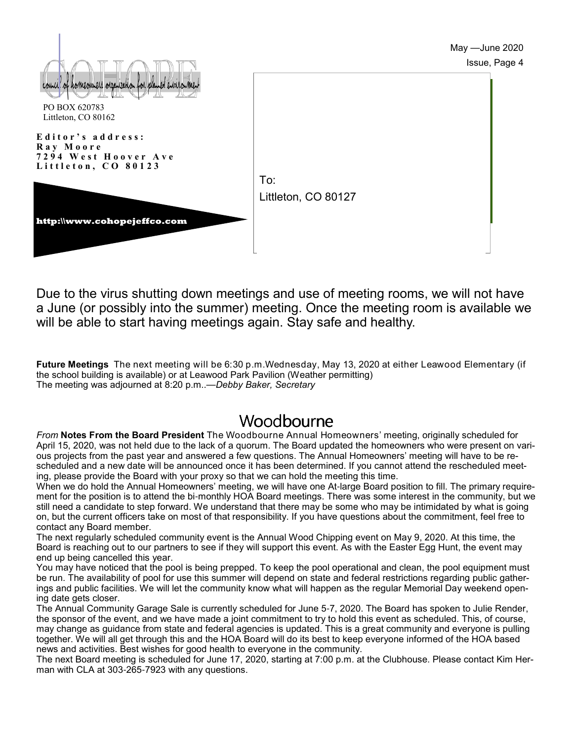COHOPE

council of homeowners organization for planned environment

PO BOX 620783
Littleton, CO 80162

**Editor's address:**
**Ray Moore**
**7294 West Hoover Ave**
**Littleton, CO 80123**

**http:\\www.cohopejeffco.com**

May —June 2020
Issue, Page 4

To:
Littleton, CO 80127

Due to the virus shutting down meetings and use of meeting rooms, we will not have a June (or possibly into the summer) meeting. Once the meeting room is available we will be able to start having meetings again. Stay safe and healthy.

**Future Meetings** The next meeting will be 6:30 p.m.Wednesday, May 13, 2020 at either Leawood Elementary (if the school building is available) or at Leawood Park Pavilion (Weather permitting)
The meeting was adjourned at 8:20 p.m..—*Debby Baker, Secretary*

## Woodbourne

*From* **Notes From the Board President** The Woodbourne Annual Homeowners' meeting, originally scheduled for April 15, 2020, was not held due to the lack of a quorum. The Board updated the homeowners who were present on various projects from the past year and answered a few questions. The Annual Homeowners' meeting will have to be rescheduled and a new date will be announced once it has been determined. If you cannot attend the rescheduled meeting, please provide the Board with your proxy so that we can hold the meeting this time.

When we do hold the Annual Homeowners' meeting, we will have one At-large Board position to fill. The primary requirement for the position is to attend the bi-monthly HOA Board meetings. There was some interest in the community, but we still need a candidate to step forward. We understand that there may be some who may be intimidated by what is going on, but the current officers take on most of that responsibility. If you have questions about the commitment, feel free to contact any Board member.

The next regularly scheduled community event is the Annual Wood Chipping event on May 9, 2020. At this time, the Board is reaching out to our partners to see if they will support this event. As with the Easter Egg Hunt, the event may end up being cancelled this year.

You may have noticed that the pool is being prepped. To keep the pool operational and clean, the pool equipment must be run. The availability of pool for use this summer will depend on state and federal restrictions regarding public gatherings and public facilities. We will let the community know what will happen as the regular Memorial Day weekend opening date gets closer.

The Annual Community Garage Sale is currently scheduled for June 5-7, 2020. The Board has spoken to Julie Render, the sponsor of the event, and we have made a joint commitment to try to hold this event as scheduled. This, of course, may change as guidance from state and federal agencies is updated. This is a great community and everyone is pulling together. We will all get through this and the HOA Board will do its best to keep everyone informed of the HOA based news and activities. Best wishes for good health to everyone in the community.

The next Board meeting is scheduled for June 17, 2020, starting at 7:00 p.m. at the Clubhouse. Please contact Kim Herman with CLA at 303-265-7923 with any questions.